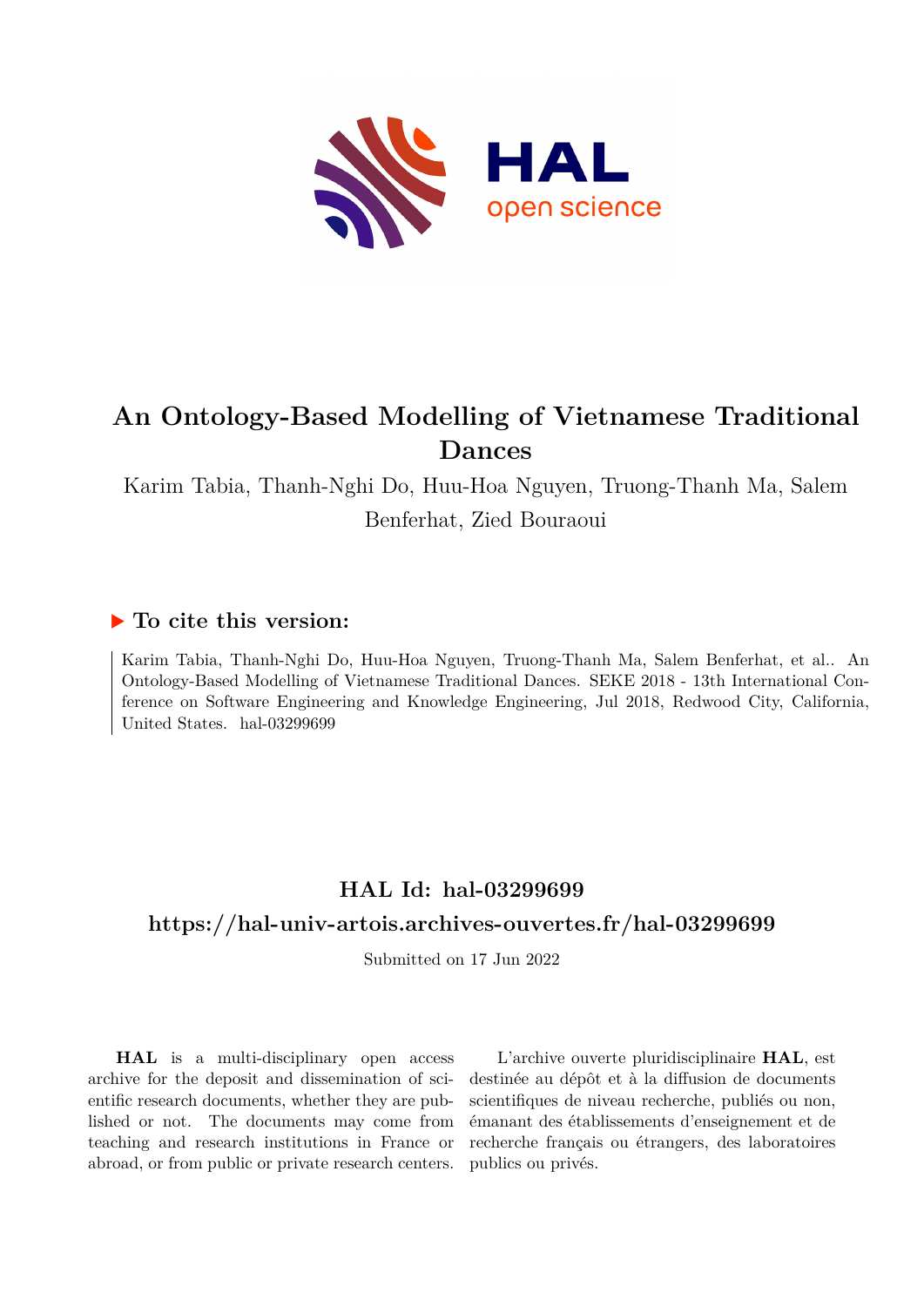# An Ontology-Based Modelling of Vietnamese Traditional Dances

Karim Tabia, Thanh-Nghi Do, Huu-Hoa Nguyen, Truong-Thanh Ma, Salem Benferhat, Zied Bouraoui

## ▶ To cite this version:

Karim Tabia, Thanh-Nghi Do, Huu-Hoa Nguyen, Truong-Thanh Ma, Salem Benferhat, et al.. An Ontology-Based Modelling of Vietnamese Traditional Dances. SEKE 2018 - 13th International Conference on Software Engineering and Knowledge Engineering, Jul 2018, Redwood City, California, United States. hal-03299699

## HAL Id: hal-03299699

## https://hal-univ-artois.archives-ouvertes.fr/hal-03299699

Submitted on 17 Jun 2022

**HAL** is a multi-disciplinary open access archive for the deposit and dissemination of scientific research documents, whether they are published or not. The documents may come from teaching and research institutions in France or abroad, or from public or private research centers.

L'archive ouverte pluridisciplinaire **HAL**, est destinée au dépôt et à la diffusion de documents scientifiques de niveau recherche, publiés ou non, émanant des établissements d'enseignement et de recherche français ou étrangers, des laboratoires publics ou privés.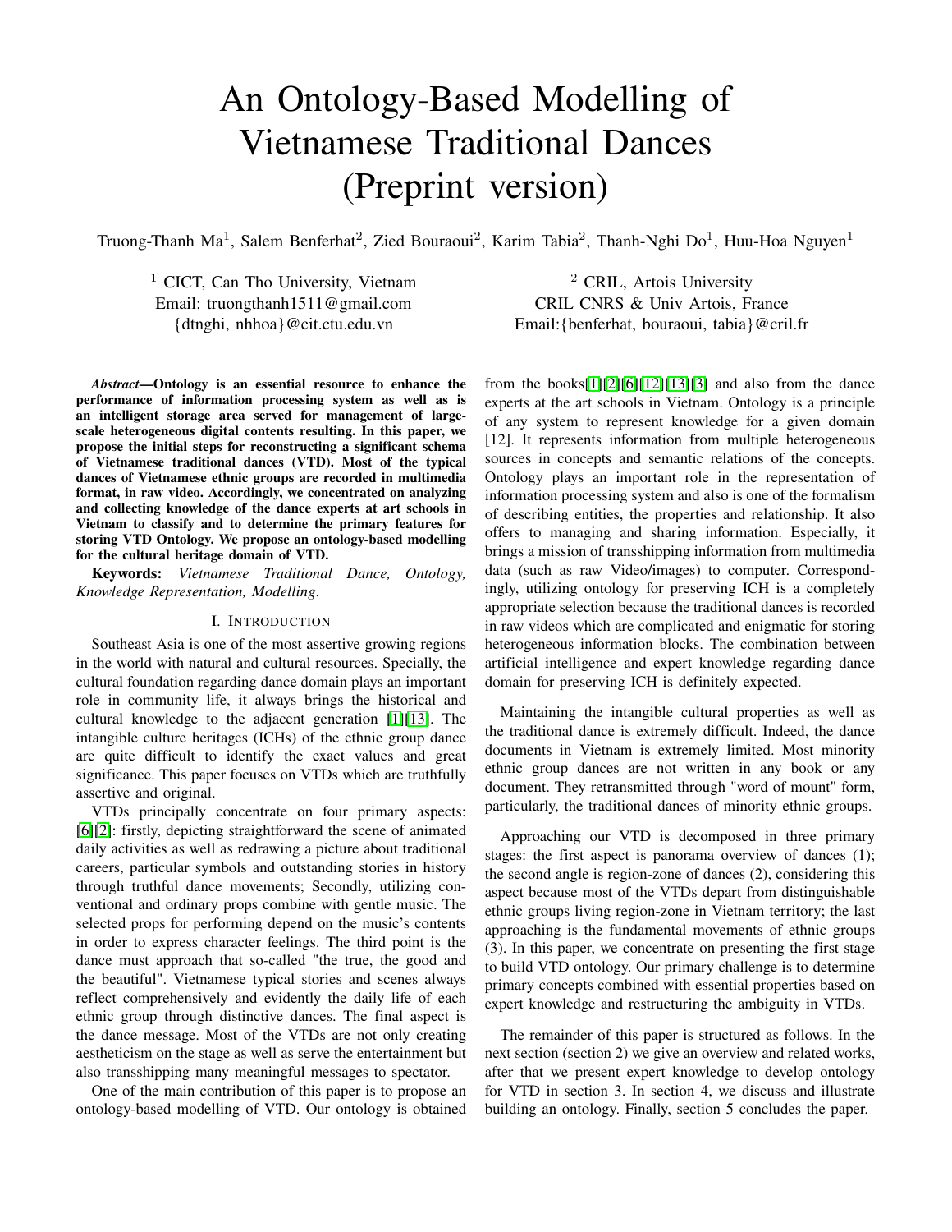# An Ontology-Based Modelling of Vietnamese Traditional Dances (Preprint version)

Truong-Thanh Ma[1], Salem Benferhat[2], Zied Bouraoui[2], Karim Tabia[2], Thanh-Nghi Do[1], Huu-Hoa Nguyen[1]

[1] CICT, Can Tho University, Vietnam
Email: truongthanh1511@gmail.com
{dtnghi, nhhoa}@cit.ctu.edu.vn

[2] CRIL, Artois University
CRIL CNRS & Univ Artois, France
Email:{benferhat, bouraoui, tabia}@cril.fr

***Abstract*—Ontology is an essential resource to enhance the performance of information processing system as well as is an intelligent storage area served for management of large-scale heterogeneous digital contents resulting. In this paper, we propose the initial steps for reconstructing a significant schema of Vietnamese traditional dances (VTD). Most of the typical dances of Vietnamese ethnic groups are recorded in multimedia format, in raw video. Accordingly, we concentrated on analyzing and collecting knowledge of the dance experts at art schools in Vietnam to classify and to determine the primary features for storing VTD Ontology. We propose an ontology-based modelling for the cultural heritage domain of VTD.**

**Keywords:** *Vietnamese Traditional Dance, Ontology, Knowledge Representation, Modelling.*

## I. Introduction

Southeast Asia is one of the most assertive growing regions in the world with natural and cultural resources. Specially, the cultural foundation regarding dance domain plays an important role in community life, it always brings the historical and cultural knowledge to the adjacent generation [1][13]. The intangible culture heritages (ICHs) of the ethnic group dance are quite difficult to identify the exact values and great significance. This paper focuses on VTDs which are truthfully assertive and original.

VTDs principally concentrate on four primary aspects: [6][2]: firstly, depicting straightforward the scene of animated daily activities as well as redrawing a picture about traditional careers, particular symbols and outstanding stories in history through truthful dance movements; Secondly, utilizing conventional and ordinary props combine with gentle music. The selected props for performing depend on the music's contents in order to express character feelings. The third point is the dance must approach that so-called "the true, the good and the beautiful". Vietnamese typical stories and scenes always reflect comprehensively and evidently the daily life of each ethnic group through distinctive dances. The final aspect is the dance message. Most of the VTDs are not only creating aestheticism on the stage as well as serve the entertainment but also transshipping many meaningful messages to spectator.

One of the main contribution of this paper is to propose an ontology-based modelling of VTD. Our ontology is obtained from the books[1][2][6][12][13][3] and also from the dance experts at the art schools in Vietnam. Ontology is a principle of any system to represent knowledge for a given domain [12]. It represents information from multiple heterogeneous sources in concepts and semantic relations of the concepts. Ontology plays an important role in the representation of information processing system and also is one of the formalism of describing entities, the properties and relationship. It also offers to managing and sharing information. Especially, it brings a mission of transshipping information from multimedia data (such as raw Video/images) to computer. Correspondingly, utilizing ontology for preserving ICH is a completely appropriate selection because the traditional dances is recorded in raw videos which are complicated and enigmatic for storing heterogeneous information blocks. The combination between artificial intelligence and expert knowledge regarding dance domain for preserving ICH is definitely expected.

Maintaining the intangible cultural properties as well as the traditional dance is extremely difficult. Indeed, the dance documents in Vietnam is extremely limited. Most minority ethnic group dances are not written in any book or any document. They retransmitted through "word of mount" form, particularly, the traditional dances of minority ethnic groups.

Approaching our VTD is decomposed in three primary stages: the first aspect is panorama overview of dances (1); the second angle is region-zone of dances (2), considering this aspect because most of the VTDs depart from distinguishable ethnic groups living region-zone in Vietnam territory; the last approaching is the fundamental movements of ethnic groups (3). In this paper, we concentrate on presenting the first stage to build VTD ontology. Our primary challenge is to determine primary concepts combined with essential properties based on expert knowledge and restructuring the ambiguity in VTDs.

The remainder of this paper is structured as follows. In the next section (section 2) we give an overview and related works, after that we present expert knowledge to develop ontology for VTD in section 3. In section 4, we discuss and illustrate building an ontology. Finally, section 5 concludes the paper.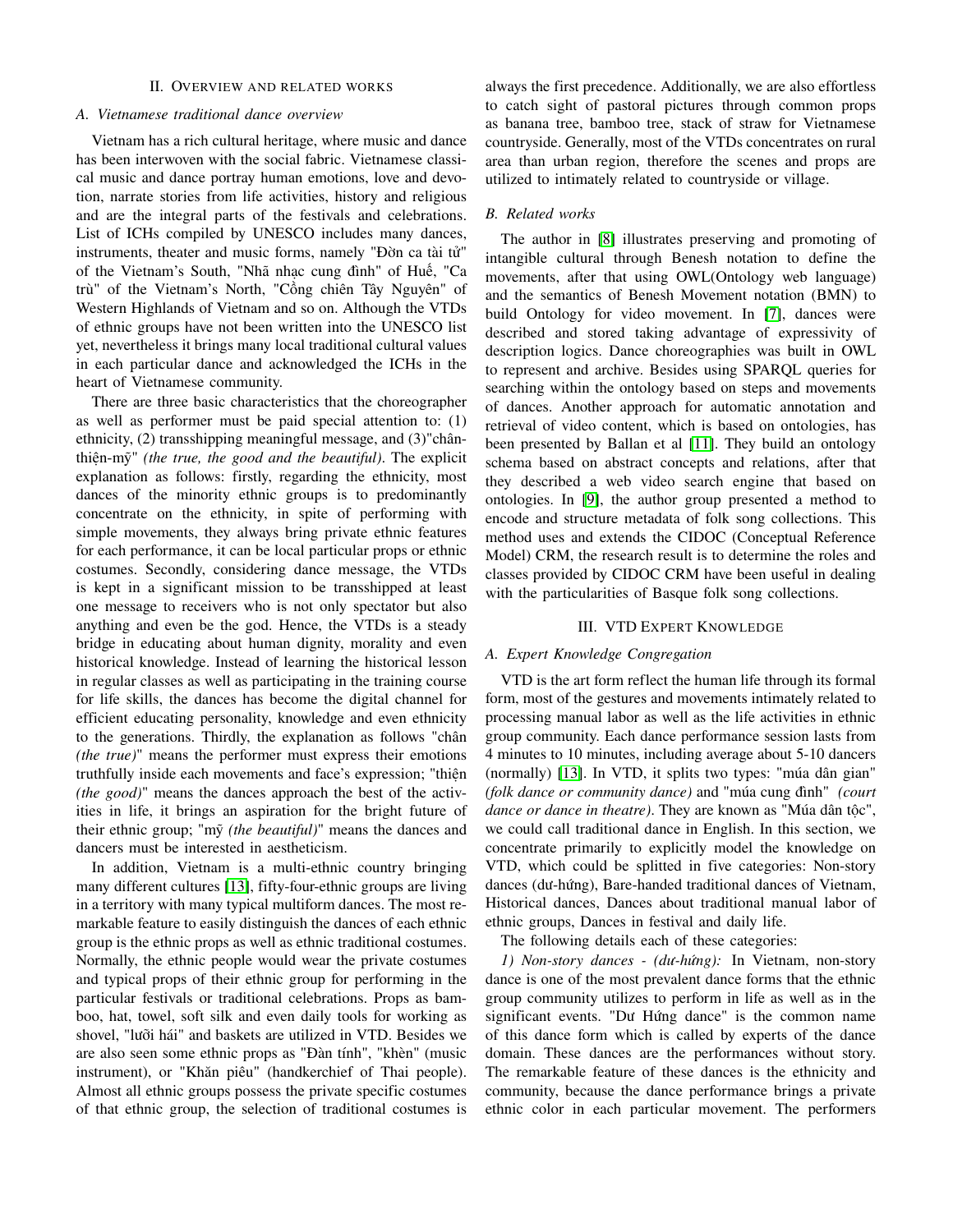## II. Overview and related works

### A. Vietnamese traditional dance overview

Vietnam has a rich cultural heritage, where music and dance has been interwoven with the social fabric. Vietnamese classical music and dance portray human emotions, love and devotion, narrate stories from life activities, history and religious and are the integral parts of the festivals and celebrations. List of ICHs compiled by UNESCO includes many dances, instruments, theater and music forms, namely "Đờn ca tài tử" of the Vietnam's South, "Nhã nhạc cung đình" of Huế, "Ca trù" of the Vietnam's North, "Cồng chiên Tây Nguyên" of Western Highlands of Vietnam and so on. Although the VTDs of ethnic groups have not been written into the UNESCO list yet, nevertheless it brings many local traditional cultural values in each particular dance and acknowledged the ICHs in the heart of Vietnamese community.

There are three basic characteristics that the choreographer as well as performer must be paid special attention to: (1) ethnicity, (2) transshipping meaningful message, and (3)"chân-thiện-mỹ" *(the true, the good and the beautiful)*. The explicit explanation as follows: firstly, regarding the ethnicity, most dances of the minority ethnic groups is to predominantly concentrate on the ethnicity, in spite of performing with simple movements, they always bring private ethnic features for each performance, it can be local particular props or ethnic costumes. Secondly, considering dance message, the VTDs is kept in a significant mission to be transshipped at least one message to receivers who is not only spectator but also anything and even be the god. Hence, the VTDs is a steady bridge in educating about human dignity, morality and even historical knowledge. Instead of learning the historical lesson in regular classes as well as participating in the training course for life skills, the dances has become the digital channel for efficient educating personality, knowledge and even ethnicity to the generations. Thirdly, the explanation as follows "chân *(the true)*" means the performer must express their emotions truthfully inside each movements and face's expression; "thiện *(the good)*" means the dances approach the best of the activities in life, it brings an aspiration for the bright future of their ethnic group; "mỹ *(the beautiful)*" means the dances and dancers must be interested in aestheticism.

In addition, Vietnam is a multi-ethnic country bringing many different cultures [13], fifty-four-ethnic groups are living in a territory with many typical multiform dances. The most remarkable feature to easily distinguish the dances of each ethnic group is the ethnic props as well as ethnic traditional costumes. Normally, the ethnic people would wear the private costumes and typical props of their ethnic group for performing in the particular festivals or traditional celebrations. Props as bamboo, hat, towel, soft silk and even daily tools for working as shovel, "lưỡi hái" and baskets are utilized in VTD. Besides we are also seen some ethnic props as "Đàn tính", "khèn" (music instrument), or "Khăn piêu" (handkerchief of Thai people). Almost all ethnic groups possess the private specific costumes of that ethnic group, the selection of traditional costumes is always the first precedence. Additionally, we are also effortless to catch sight of pastoral pictures through common props as banana tree, bamboo tree, stack of straw for Vietnamese countryside. Generally, most of the VTDs concentrates on rural area than urban region, therefore the scenes and props are utilized to intimately related to countryside or village.

### B. Related works

The author in [8] illustrates preserving and promoting of intangible cultural through Benesh notation to define the movements, after that using OWL(Ontology web language) and the semantics of Benesh Movement notation (BMN) to build Ontology for video movement. In [7], dances were described and stored taking advantage of expressivity of description logics. Dance choreographies was built in OWL to represent and archive. Besides using SPARQL queries for searching within the ontology based on steps and movements of dances. Another approach for automatic annotation and retrieval of video content, which is based on ontologies, has been presented by Ballan et al [11]. They build an ontology schema based on abstract concepts and relations, after that they described a web video search engine that based on ontologies. In [9], the author group presented a method to encode and structure metadata of folk song collections. This method uses and extends the CIDOC (Conceptual Reference Model) CRM, the research result is to determine the roles and classes provided by CIDOC CRM have been useful in dealing with the particularities of Basque folk song collections.

## III. VTD Expert Knowledge

### A. Expert Knowledge Congregation

VTD is the art form reflect the human life through its formal form, most of the gestures and movements intimately related to processing manual labor as well as the life activities in ethnic group community. Each dance performance session lasts from 4 minutes to 10 minutes, including average about 5-10 dancers (normally) [13]. In VTD, it splits two types: "múa dân gian" *(folk dance or community dance)* and "múa cung đình" *(court dance or dance in theatre)*. They are known as "Múa dân tộc", we could call traditional dance in English. In this section, we concentrate primarily to explicitly model the knowledge on VTD, which could be splitted in five categories: Non-story dances (dư-hứng), Bare-handed traditional dances of Vietnam, Historical dances, Dances about traditional manual labor of ethnic groups, Dances in festival and daily life.

The following details each of these categories:

*1) Non-story dances - (dư-hứng):* In Vietnam, non-story dance is one of the most prevalent dance forms that the ethnic group community utilizes to perform in life as well as in the significant events. "Dư Hứng dance" is the common name of this dance form which is called by experts of the dance domain. These dances are the performances without story. The remarkable feature of these dances is the ethnicity and community, because the dance performance brings a private ethnic color in each particular movement. The performers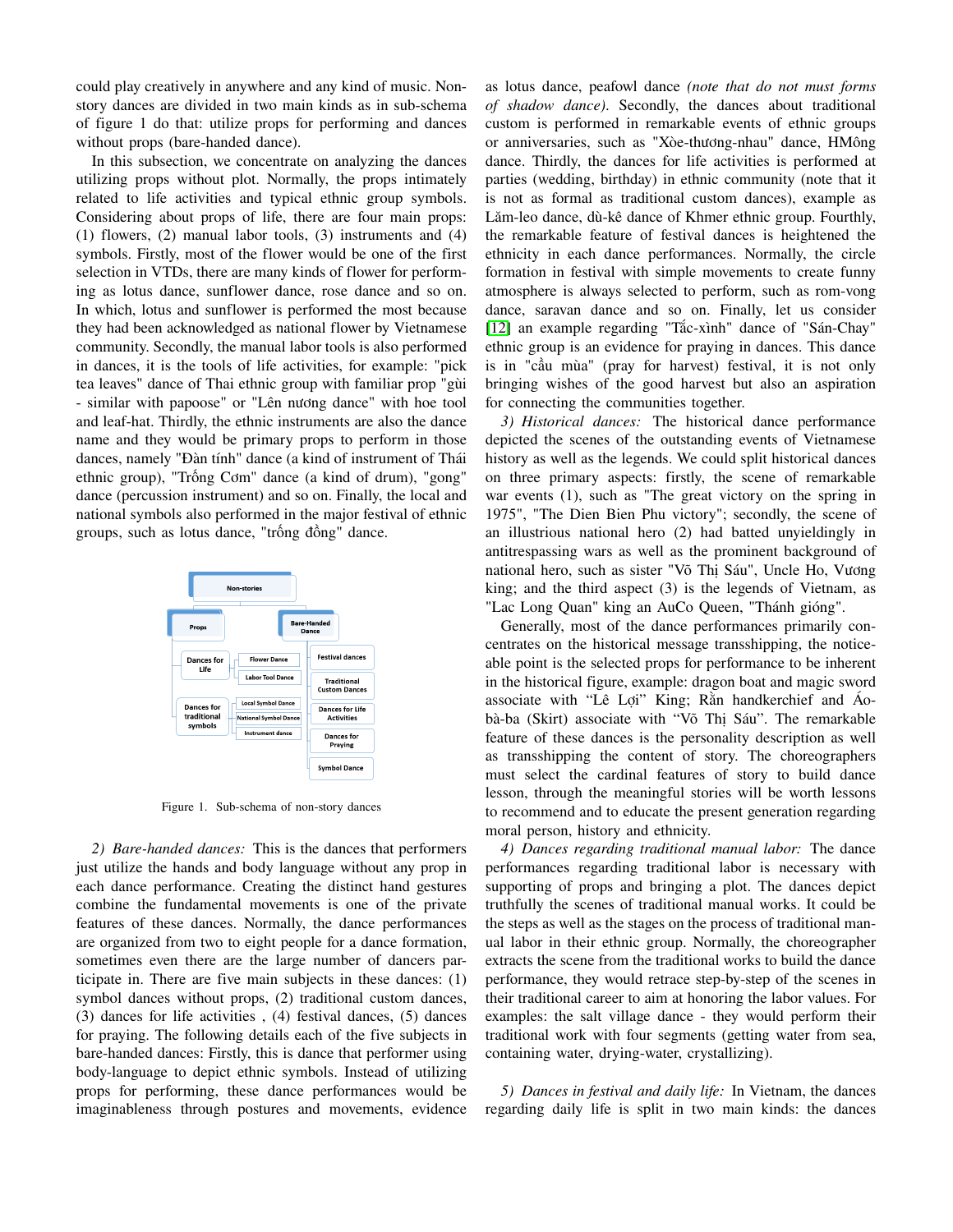could play creatively in anywhere and any kind of music. Non-story dances are divided in two main kinds as in sub-schema of figure 1 do that: utilize props for performing and dances without props (bare-handed dance).

In this subsection, we concentrate on analyzing the dances utilizing props without plot. Normally, the props intimately related to life activities and typical ethnic group symbols. Considering about props of life, there are four main props: (1) flowers, (2) manual labor tools, (3) instruments and (4) symbols. Firstly, most of the flower would be one of the first selection in VTDs, there are many kinds of flower for performing as lotus dance, sunflower dance, rose dance and so on. In which, lotus and sunflower is performed the most because they had been acknowledged as national flower by Vietnamese community. Secondly, the manual labor tools is also performed in dances, it is the tools of life activities, for example: "pick tea leaves" dance of Thai ethnic group with familiar prop "gùi - similar with papoose" or "Lên nương dance" with hoe tool and leaf-hat. Thirdly, the ethnic instruments are also the dance name and they would be primary props to perform in those dances, namely "Đàn tính" dance (a kind of instrument of Thái ethnic group), "Trống Cơm" dance (a kind of drum), "gong" dance (percussion instrument) and so on. Finally, the local and national symbols also performed in the major festival of ethnic groups, such as lotus dance, "trống đồng" dance.

Figure 1. Sub-schema of non-story dances

*2) Bare-handed dances:* This is the dances that performers just utilize the hands and body language without any prop in each dance performance. Creating the distinct hand gestures combine the fundamental movements is one of the private features of these dances. Normally, the dance performances are organized from two to eight people for a dance formation, sometimes even there are the large number of dancers participate in. There are five main subjects in these dances: (1) symbol dances without props, (2) traditional custom dances, (3) dances for life activities , (4) festival dances, (5) dances for praying. The following details each of the five subjects in bare-handed dances: Firstly, this is dance that performer using body-language to depict ethnic symbols. Instead of utilizing props for performing, these dance performances would be imaginableness through postures and movements, evidence as lotus dance, peafowl dance *(note that do not must forms of shadow dance)*. Secondly, the dances about traditional custom is performed in remarkable events of ethnic groups or anniversaries, such as "Xòe-thương-nhau" dance, HMông dance. Thirdly, the dances for life activities is performed at parties (wedding, birthday) in ethnic community (note that it is not as formal as traditional custom dances), example as Lăm-leo dance, dù-kê dance of Khmer ethnic group. Fourthly, the remarkable feature of festival dances is heightened the ethnicity in each dance performances. Normally, the circle formation in festival with simple movements to create funny atmosphere is always selected to perform, such as rom-vong dance, saravan dance and so on. Finally, let us consider [12] an example regarding "Tắc-xình" dance of "Sán-Chay" ethnic group is an evidence for praying in dances. This dance is in "cầu mùa" (pray for harvest) festival, it is not only bringing wishes of the good harvest but also an aspiration for connecting the communities together.

*3) Historical dances:* The historical dance performance depicted the scenes of the outstanding events of Vietnamese history as well as the legends. We could split historical dances on three primary aspects: firstly, the scene of remarkable war events (1), such as "The great victory on the spring in 1975", "The Dien Bien Phu victory"; secondly, the scene of an illustrious national hero (2) had batted unyieldingly in antitrespassing wars as well as the prominent background of national hero, such as sister "Võ Thị Sáu", Uncle Ho, Vương king; and the third aspect (3) is the legends of Vietnam, as "Lac Long Quan" king an AuCo Queen, "Thánh gióng".

Generally, most of the dance performances primarily concentrates on the historical message transshipping, the noticeable point is the selected props for performance to be inherent in the historical figure, example: dragon boat and magic sword associate with "Lê Lợi" King; Rằn handkerchief and Áo-bà-ba (Skirt) associate with "Võ Thị Sáu". The remarkable feature of these dances is the personality description as well as transshipping the content of story. The choreographers must select the cardinal features of story to build dance lesson, through the meaningful stories will be worth lessons to recommend and to educate the present generation regarding moral person, history and ethnicity.

*4) Dances regarding traditional manual labor:* The dance performances regarding traditional labor is necessary with supporting of props and bringing a plot. The dances depict truthfully the scenes of traditional manual works. It could be the steps as well as the stages on the process of traditional manual labor in their ethnic group. Normally, the choreographer extracts the scene from the traditional works to build the dance performance, they would retrace step-by-step of the scenes in their traditional career to aim at honoring the labor values. For examples: the salt village dance - they would perform their traditional work with four segments (getting water from sea, containing water, drying-water, crystallizing).

*5) Dances in festival and daily life:* In Vietnam, the dances regarding daily life is split in two main kinds: the dances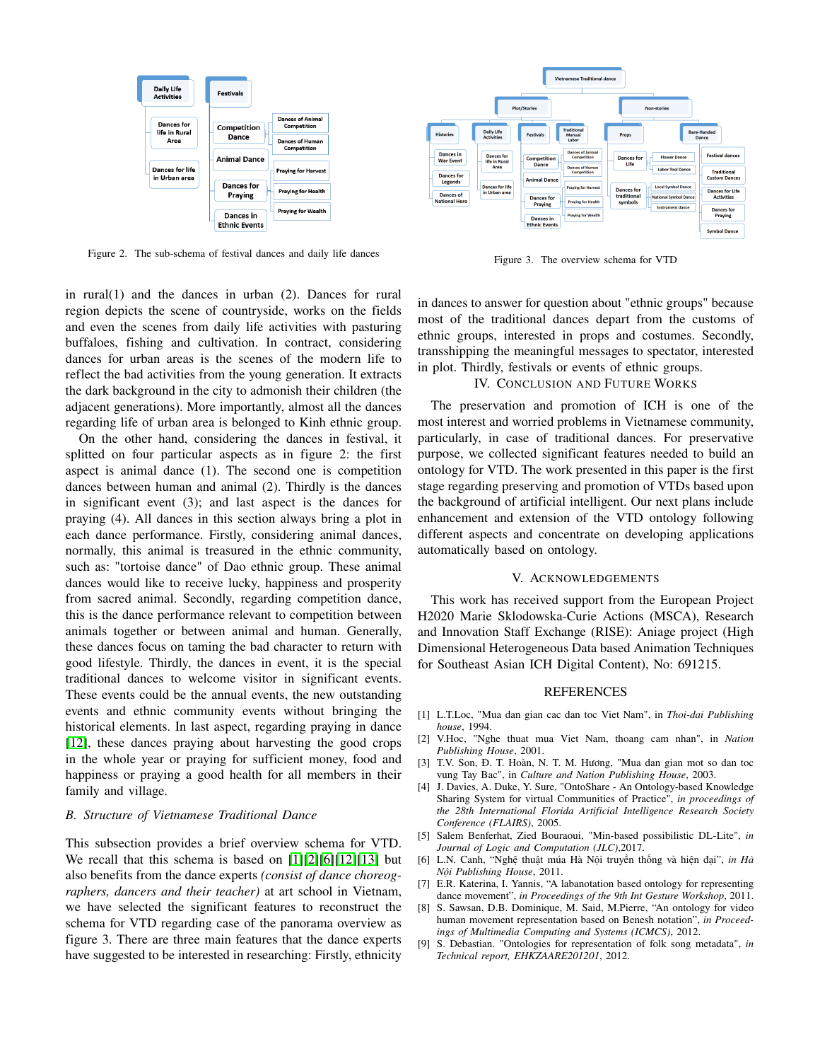Figure 2. The sub-schema of festival dances and daily life dances

Figure 3. The overview schema for VTD

in rural(1) and the dances in urban (2). Dances for rural region depicts the scene of countryside, works on the fields and even the scenes from daily life activities with pasturing buffaloes, fishing and cultivation. In contract, considering dances for urban areas is the scenes of the modern life to reflect the bad activities from the young generation. It extracts the dark background in the city to admonish their children (the adjacent generations). More importantly, almost all the dances regarding life of urban area is belonged to Kinh ethnic group.

On the other hand, considering the dances in festival, it splitted on four particular aspects as in figure 2: the first aspect is animal dance (1). The second one is competition dances between human and animal (2). Thirdly is the dances in significant event (3); and last aspect is the dances for praying (4). All dances in this section always bring a plot in each dance performance. Firstly, considering animal dances, normally, this animal is treasured in the ethnic community, such as: "tortoise dance" of Dao ethnic group. These animal dances would like to receive lucky, happiness and prosperity from sacred animal. Secondly, regarding competition dance, this is the dance performance relevant to competition between animals together or between animal and human. Generally, these dances focus on taming the bad character to return with good lifestyle. Thirdly, the dances in event, it is the special traditional dances to welcome visitor in significant events. These events could be the annual events, the new outstanding events and ethnic community events without bringing the historical elements. In last aspect, regarding praying in dance [12], these dances praying about harvesting the good crops in the whole year or praying for sufficient money, food and happiness or praying a good health for all members in their family and village.

### B. Structure of Vietnamese Traditional Dance

This subsection provides a brief overview schema for VTD. We recall that this schema is based on [1][2][6][12][13] but also benefits from the dance experts *(consist of dance choreographers, dancers and their teacher)* at art school in Vietnam, we have selected the significant features to reconstruct the schema for VTD regarding case of the panorama overview as figure 3. There are three main features that the dance experts have suggested to be interested in researching: Firstly, ethnicity in dances to answer for question about "ethnic groups" because most of the traditional dances depart from the customs of ethnic groups, interested in props and costumes. Secondly, transshipping the meaningful messages to spectator, interested in plot. Thirdly, festivals or events of ethnic groups.

## IV. Conclusion and Future Works

The preservation and promotion of ICH is one of the most interest and worried problems in Vietnamese community, particularly, in case of traditional dances. For preservative purpose, we collected significant features needed to build an ontology for VTD. The work presented in this paper is the first stage regarding preserving and promotion of VTDs based upon the background of artificial intelligent. Our next plans include enhancement and extension of the VTD ontology following different aspects and concentrate on developing applications automatically based on ontology.

## V. Acknowledgements

This work has received support from the European Project H2020 Marie Sklodowska-Curie Actions (MSCA), Research and Innovation Staff Exchange (RISE): Aniage project (High Dimensional Heterogeneous Data based Animation Techniques for Southeast Asian ICH Digital Content), No: 691215.

## References

[1] L.T.Loc, "Mua dan gian cac dan toc Viet Nam", in *Thoi-dai Publishing house*, 1994.

[2] V.Hoc, "Nghe thuat mua Viet Nam, thoang cam nhan", in *Nation Publishing House*, 2001.

[3] T.V. Son, Đ. T. Hoàn, N. T. M. Hương, "Mua dan gian mot so dan toc vung Tay Bac", in *Culture and Nation Publishing House*, 2003.

[4] J. Davies, A. Duke, Y. Sure, "OntoShare - An Ontology-based Knowledge Sharing System for virtual Communities of Practice", *in proceedings of the 28th International Florida Artificial Intelligence Research Society Conference (FLAIRS)*, 2005.

[5] Salem Benferhat, Zied Bouraoui, "Min-based possibilistic DL-Lite", *in Journal of Logic and Computation (JLC)*,2017.

[6] L.N. Canh, "Nghệ thuật múa Hà Nội truyền thống và hiện đại", *in Hà Nội Publishing House*, 2011.

[7] E.R. Katerina, I. Yannis, "A labanotation based ontology for representing dance movement", *in Proceedings of the 9th Int Gesture Workshop*, 2011.

[8] S. Sawsan, D.B. Dominique, M. Said, M.Pierre, "An ontology for video human movement representation based on Benesh notation", *in Proceedings of Multimedia Computing and Systems (ICMCS)*, 2012.

[9] S. Debastian. "Ontologies for representation of folk song metadata", *in Technical report, EHKZAARE201201*, 2012.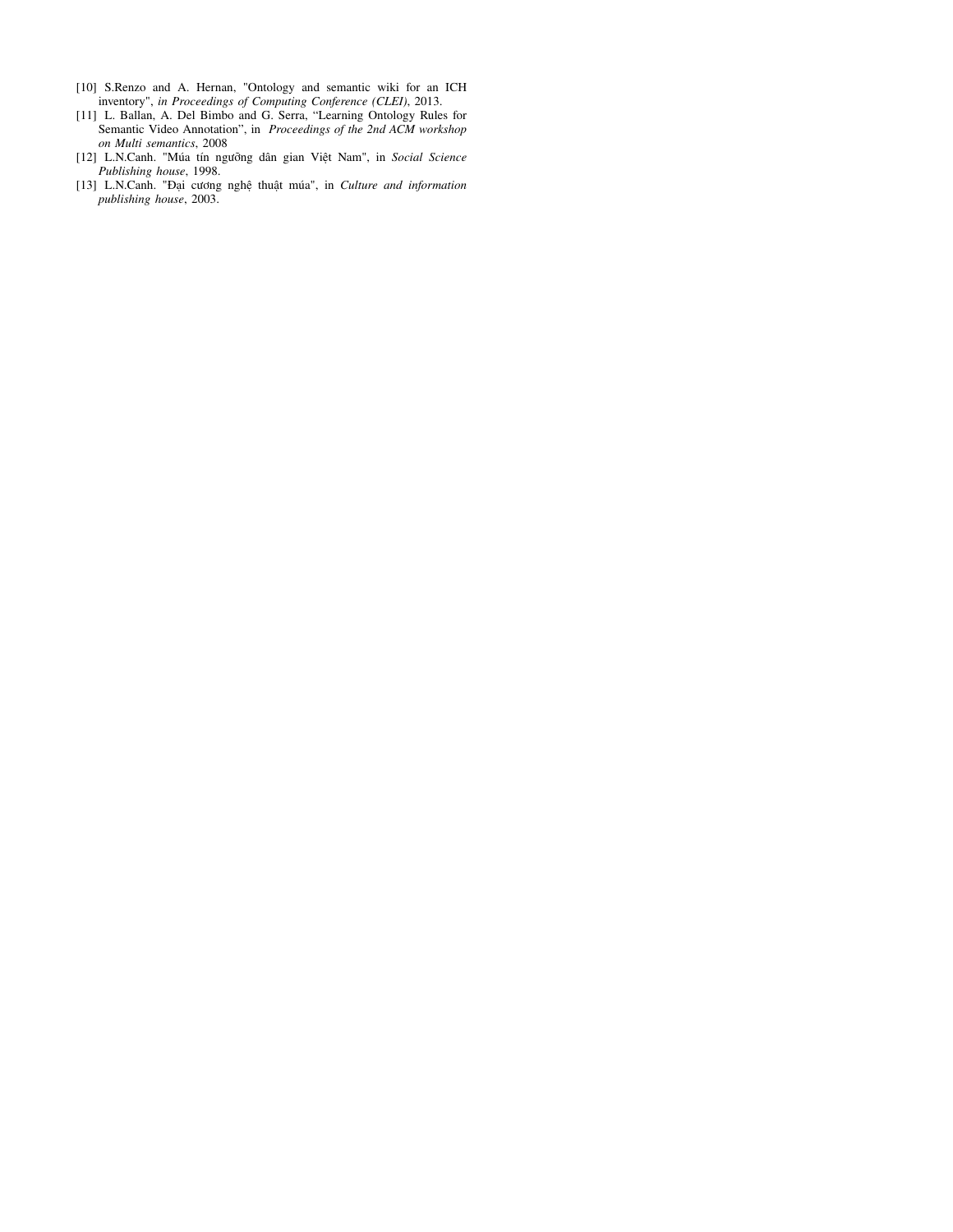[10] S.Renzo and A. Hernan, "Ontology and semantic wiki for an ICH inventory", *in Proceedings of Computing Conference (CLEI)*, 2013.

[11] L. Ballan, A. Del Bimbo and G. Serra, "Learning Ontology Rules for Semantic Video Annotation", in *Proceedings of the 2nd ACM workshop on Multi semantics*, 2008

[12] L.N.Canh. "Múa tín ngưỡng dân gian Việt Nam", in *Social Science Publishing house*, 1998.

[13] L.N.Canh. "Đại cương nghệ thuật múa", in *Culture and information publishing house*, 2003.